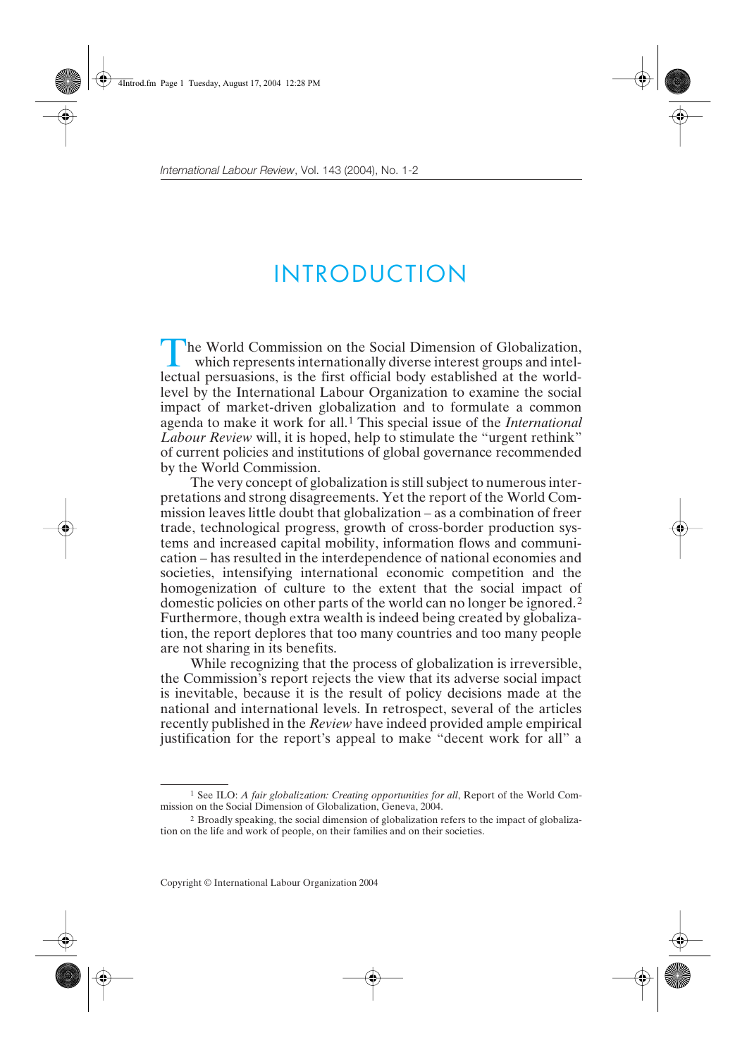# INTRODUCTION

The World Commission on the Social Dimension of Globalization, which represents internationally diverse interest groups and intellectual persuasions, is the first official body established at the world-level by the International Labour Organization to examine the social impact of market-driven globalization and to formulate a common agenda to make it work for all.[1] This special issue of the *International Labour Review* will, it is hoped, help to stimulate the "urgent rethink" of current policies and institutions of global governance recommended by the World Commission.

The very concept of globalization is still subject to numerous interpretations and strong disagreements. Yet the report of the World Commission leaves little doubt that globalization – as a combination of freer trade, technological progress, growth of cross-border production systems and increased capital mobility, information flows and communication – has resulted in the interdependence of national economies and societies, intensifying international economic competition and the homogenization of culture to the extent that the social impact of domestic policies on other parts of the world can no longer be ignored.[2] Furthermore, though extra wealth is indeed being created by globalization, the report deplores that too many countries and too many people are not sharing in its benefits.

While recognizing that the process of globalization is irreversible, the Commission's report rejects the view that its adverse social impact is inevitable, because it is the result of policy decisions made at the national and international levels. In retrospect, several of the articles recently published in the *Review* have indeed provided ample empirical justification for the report's appeal to make "decent work for all" a

---

[1] See ILO: *A fair globalization: Creating opportunities for all*, Report of the World Commission on the Social Dimension of Globalization, Geneva, 2004.

[2] Broadly speaking, the social dimension of globalization refers to the impact of globalization on the life and work of people, on their families and on their societies.

Copyright © International Labour Organization 2004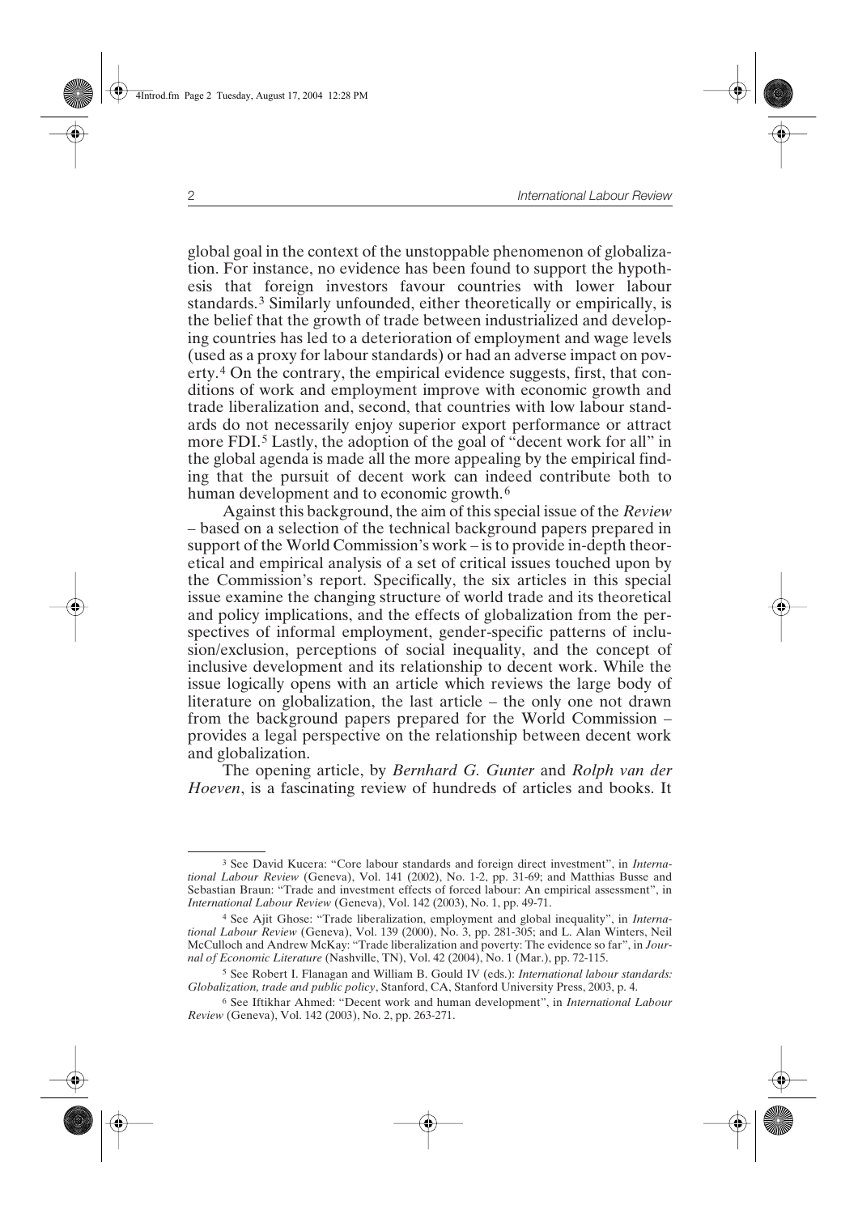global goal in the context of the unstoppable phenomenon of globalization. For instance, no evidence has been found to support the hypothesis that foreign investors favour countries with lower labour standards.[3] Similarly unfounded, either theoretically or empirically, is the belief that the growth of trade between industrialized and developing countries has led to a deterioration of employment and wage levels (used as a proxy for labour standards) or had an adverse impact on poverty.[4] On the contrary, the empirical evidence suggests, first, that conditions of work and employment improve with economic growth and trade liberalization and, second, that countries with low labour standards do not necessarily enjoy superior export performance or attract more FDI.[5] Lastly, the adoption of the goal of "decent work for all" in the global agenda is made all the more appealing by the empirical finding that the pursuit of decent work can indeed contribute both to human development and to economic growth.[6]

Against this background, the aim of this special issue of the *Review* – based on a selection of the technical background papers prepared in support of the World Commission's work – is to provide in-depth theoretical and empirical analysis of a set of critical issues touched upon by the Commission's report. Specifically, the six articles in this special issue examine the changing structure of world trade and its theoretical and policy implications, and the effects of globalization from the perspectives of informal employment, gender-specific patterns of inclusion/exclusion, perceptions of social inequality, and the concept of inclusive development and its relationship to decent work. While the issue logically opens with an article which reviews the large body of literature on globalization, the last article – the only one not drawn from the background papers prepared for the World Commission – provides a legal perspective on the relationship between decent work and globalization.

The opening article, by *Bernhard G. Gunter* and *Rolph van der Hoeven*, is a fascinating review of hundreds of articles and books. It

---

[3] See David Kucera: "Core labour standards and foreign direct investment", in *International Labour Review* (Geneva), Vol. 141 (2002), No. 1-2, pp. 31-69; and Matthias Busse and Sebastian Braun: "Trade and investment effects of forced labour: An empirical assessment", in *International Labour Review* (Geneva), Vol. 142 (2003), No. 1, pp. 49-71.

[4] See Ajit Ghose: "Trade liberalization, employment and global inequality", in *International Labour Review* (Geneva), Vol. 139 (2000), No. 3, pp. 281-305; and L. Alan Winters, Neil McCulloch and Andrew McKay: "Trade liberalization and poverty: The evidence so far", in *Journal of Economic Literature* (Nashville, TN), Vol. 42 (2004), No. 1 (Mar.), pp. 72-115.

[5] See Robert I. Flanagan and William B. Gould IV (eds.): *International labour standards: Globalization, trade and public policy*, Stanford, CA, Stanford University Press, 2003, p. 4.

[6] See Iftikhar Ahmed: "Decent work and human development", in *International Labour Review* (Geneva), Vol. 142 (2003), No. 2, pp. 263-271.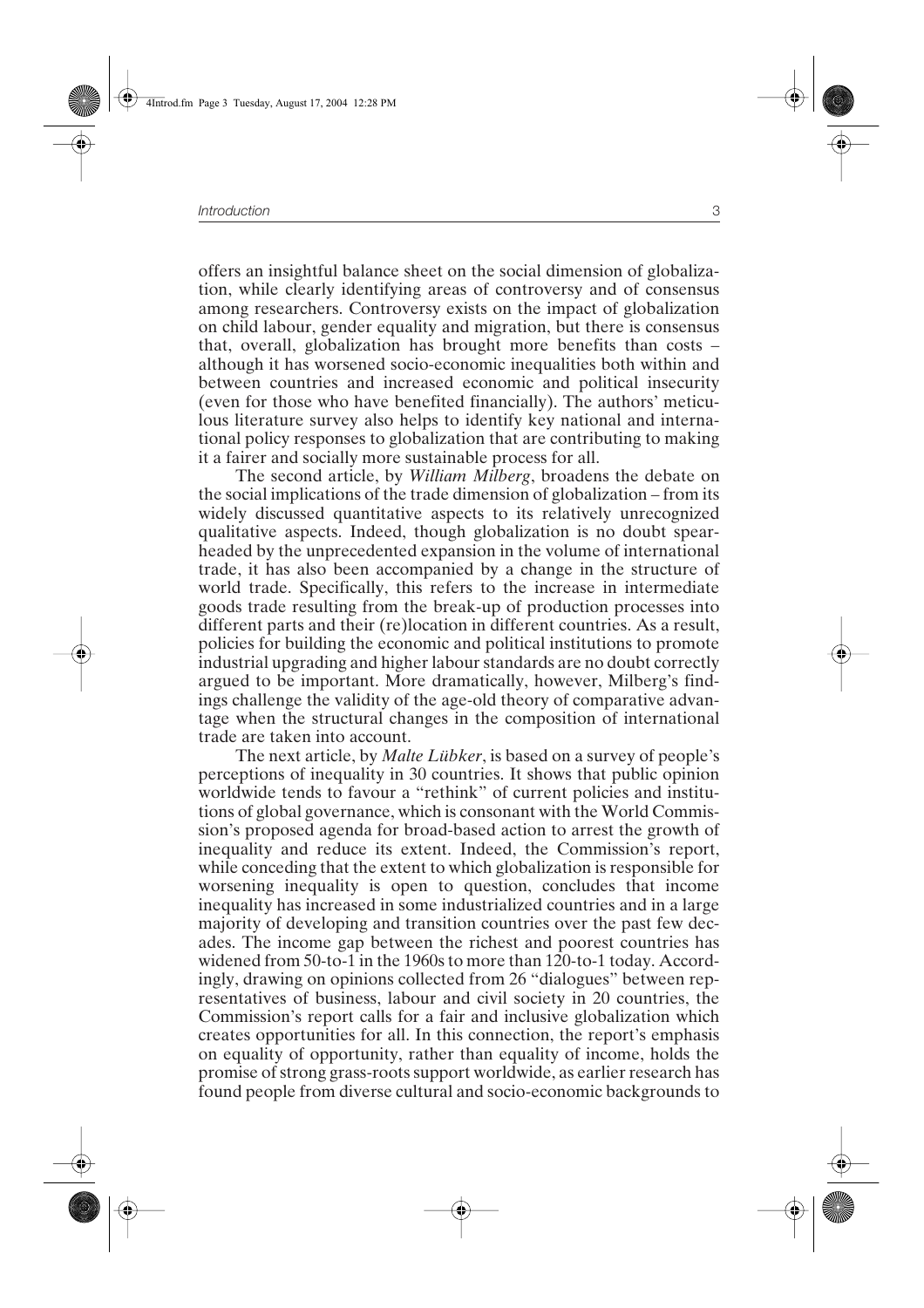offers an insightful balance sheet on the social dimension of globalization, while clearly identifying areas of controversy and of consensus among researchers. Controversy exists on the impact of globalization on child labour, gender equality and migration, but there is consensus that, overall, globalization has brought more benefits than costs – although it has worsened socio-economic inequalities both within and between countries and increased economic and political insecurity (even for those who have benefited financially). The authors' meticulous literature survey also helps to identify key national and international policy responses to globalization that are contributing to making it a fairer and socially more sustainable process for all.

The second article, by *William Milberg*, broadens the debate on the social implications of the trade dimension of globalization – from its widely discussed quantitative aspects to its relatively unrecognized qualitative aspects. Indeed, though globalization is no doubt spearheaded by the unprecedented expansion in the volume of international trade, it has also been accompanied by a change in the structure of world trade. Specifically, this refers to the increase in intermediate goods trade resulting from the break-up of production processes into different parts and their (re)location in different countries. As a result, policies for building the economic and political institutions to promote industrial upgrading and higher labour standards are no doubt correctly argued to be important. More dramatically, however, Milberg's findings challenge the validity of the age-old theory of comparative advantage when the structural changes in the composition of international trade are taken into account.

The next article, by *Malte Lübker*, is based on a survey of people's perceptions of inequality in 30 countries. It shows that public opinion worldwide tends to favour a "rethink" of current policies and institutions of global governance, which is consonant with the World Commission's proposed agenda for broad-based action to arrest the growth of inequality and reduce its extent. Indeed, the Commission's report, while conceding that the extent to which globalization is responsible for worsening inequality is open to question, concludes that income inequality has increased in some industrialized countries and in a large majority of developing and transition countries over the past few decades. The income gap between the richest and poorest countries has widened from 50-to-1 in the 1960s to more than 120-to-1 today. Accordingly, drawing on opinions collected from 26 "dialogues" between representatives of business, labour and civil society in 20 countries, the Commission's report calls for a fair and inclusive globalization which creates opportunities for all. In this connection, the report's emphasis on equality of opportunity, rather than equality of income, holds the promise of strong grass-roots support worldwide, as earlier research has found people from diverse cultural and socio-economic backgrounds to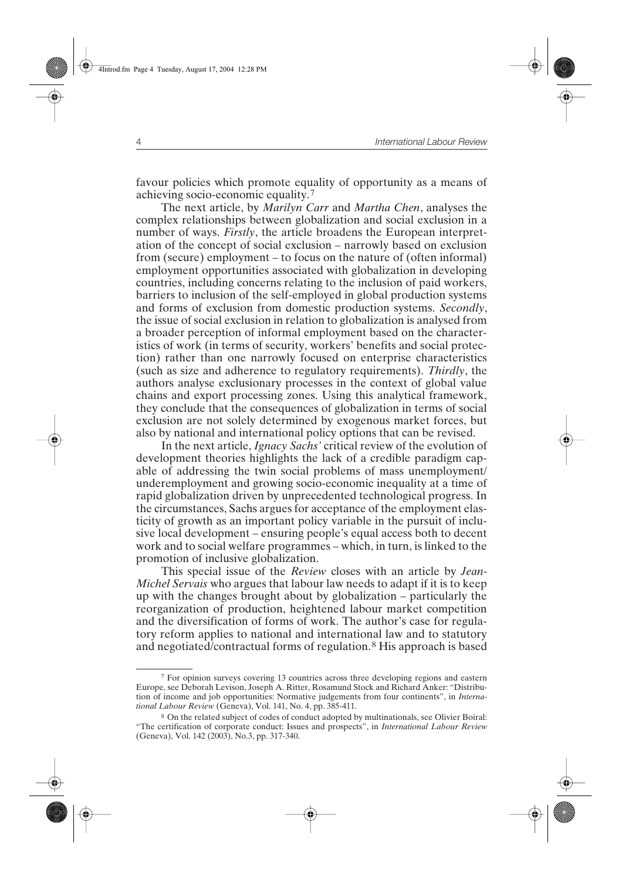favour policies which promote equality of opportunity as a means of achieving socio-economic equality.[7]

The next article, by *Marilyn Carr* and *Martha Chen*, analyses the complex relationships between globalization and social exclusion in a number of ways. *Firstly*, the article broadens the European interpretation of the concept of social exclusion – narrowly based on exclusion from (secure) employment – to focus on the nature of (often informal) employment opportunities associated with globalization in developing countries, including concerns relating to the inclusion of paid workers, barriers to inclusion of the self-employed in global production systems and forms of exclusion from domestic production systems. *Secondly*, the issue of social exclusion in relation to globalization is analysed from a broader perception of informal employment based on the characteristics of work (in terms of security, workers' benefits and social protection) rather than one narrowly focused on enterprise characteristics (such as size and adherence to regulatory requirements). *Thirdly*, the authors analyse exclusionary processes in the context of global value chains and export processing zones. Using this analytical framework, they conclude that the consequences of globalization in terms of social exclusion are not solely determined by exogenous market forces, but also by national and international policy options that can be revised.

In the next article, *Ignacy Sachs'* critical review of the evolution of development theories highlights the lack of a credible paradigm capable of addressing the twin social problems of mass unemployment/underemployment and growing socio-economic inequality at a time of rapid globalization driven by unprecedented technological progress. In the circumstances, Sachs argues for acceptance of the employment elasticity of growth as an important policy variable in the pursuit of inclusive local development – ensuring people's equal access both to decent work and to social welfare programmes – which, in turn, is linked to the promotion of inclusive globalization.

This special issue of the *Review* closes with an article by *Jean-Michel Servais* who argues that labour law needs to adapt if it is to keep up with the changes brought about by globalization – particularly the reorganization of production, heightened labour market competition and the diversification of forms of work. The author's case for regulatory reform applies to national and international law and to statutory and negotiated/contractual forms of regulation.[8] His approach is based

---

[7] For opinion surveys covering 13 countries across three developing regions and eastern Europe, see Deborah Levison, Joseph A. Ritter, Rosamund Stock and Richard Anker: "Distribution of income and job opportunities: Normative judgements from four continents", in *International Labour Review* (Geneva), Vol. 141, No. 4, pp. 385-411.

[8] On the related subject of codes of conduct adopted by multinationals, see Olivier Boiral: "The certification of corporate conduct: Issues and prospects", in *International Labour Review* (Geneva), Vol. 142 (2003), No.3, pp. 317-340.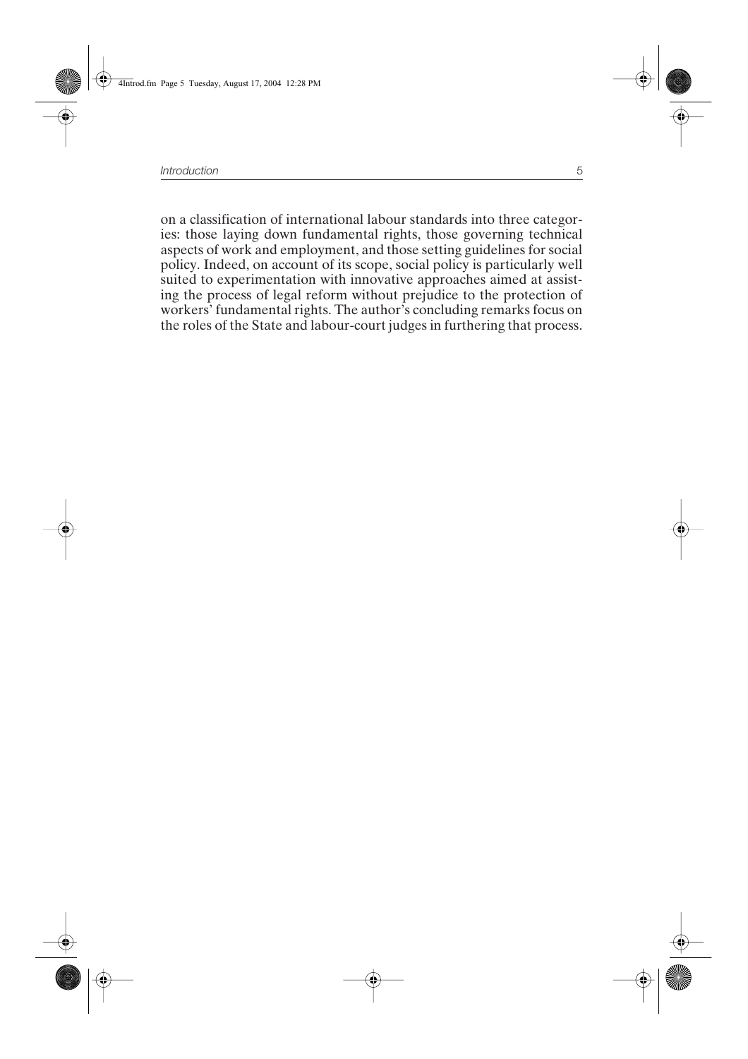on a classification of international labour standards into three categories: those laying down fundamental rights, those governing technical aspects of work and employment, and those setting guidelines for social policy. Indeed, on account of its scope, social policy is particularly well suited to experimentation with innovative approaches aimed at assisting the process of legal reform without prejudice to the protection of workers' fundamental rights. The author's concluding remarks focus on the roles of the State and labour-court judges in furthering that process.